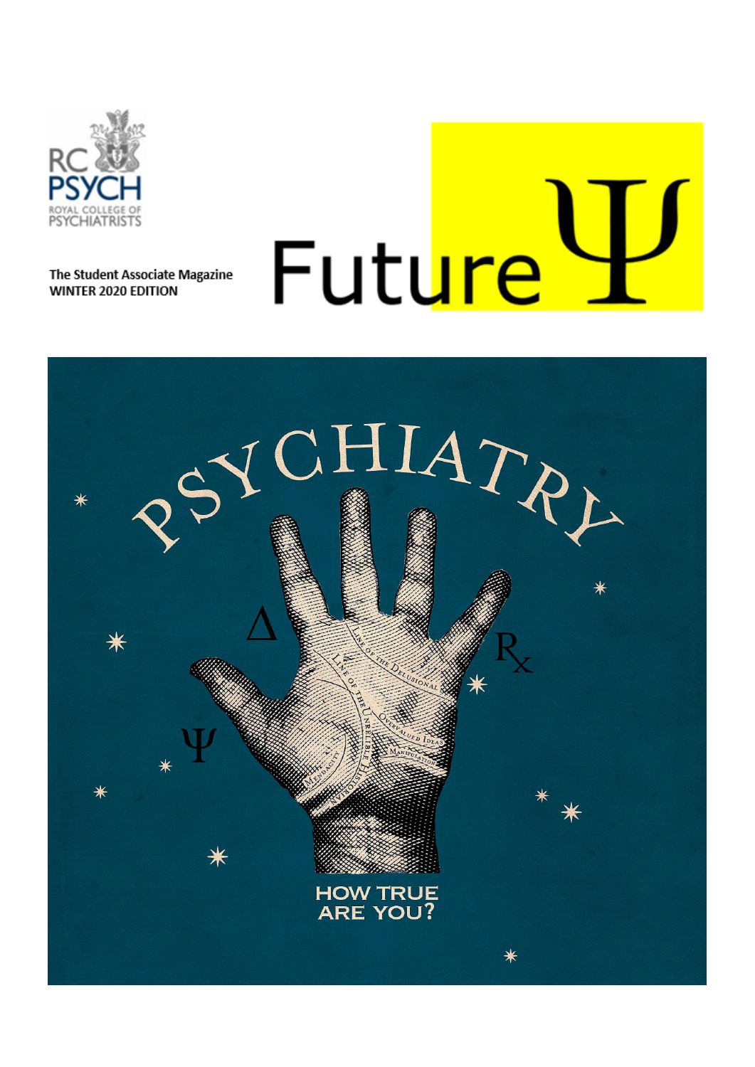RC PSYCH
ROYAL COLLEGE OF PSYCHIATRISTS

The Student Associate Magazine
WINTER 2020 EDITION

# Future Ψ

PSYCHIATRY

Line of the Delusional
Line of the Unreliable Historian
Overvalued Ideas
Manipulation
Mendacity

HOW TRUE ARE YOU?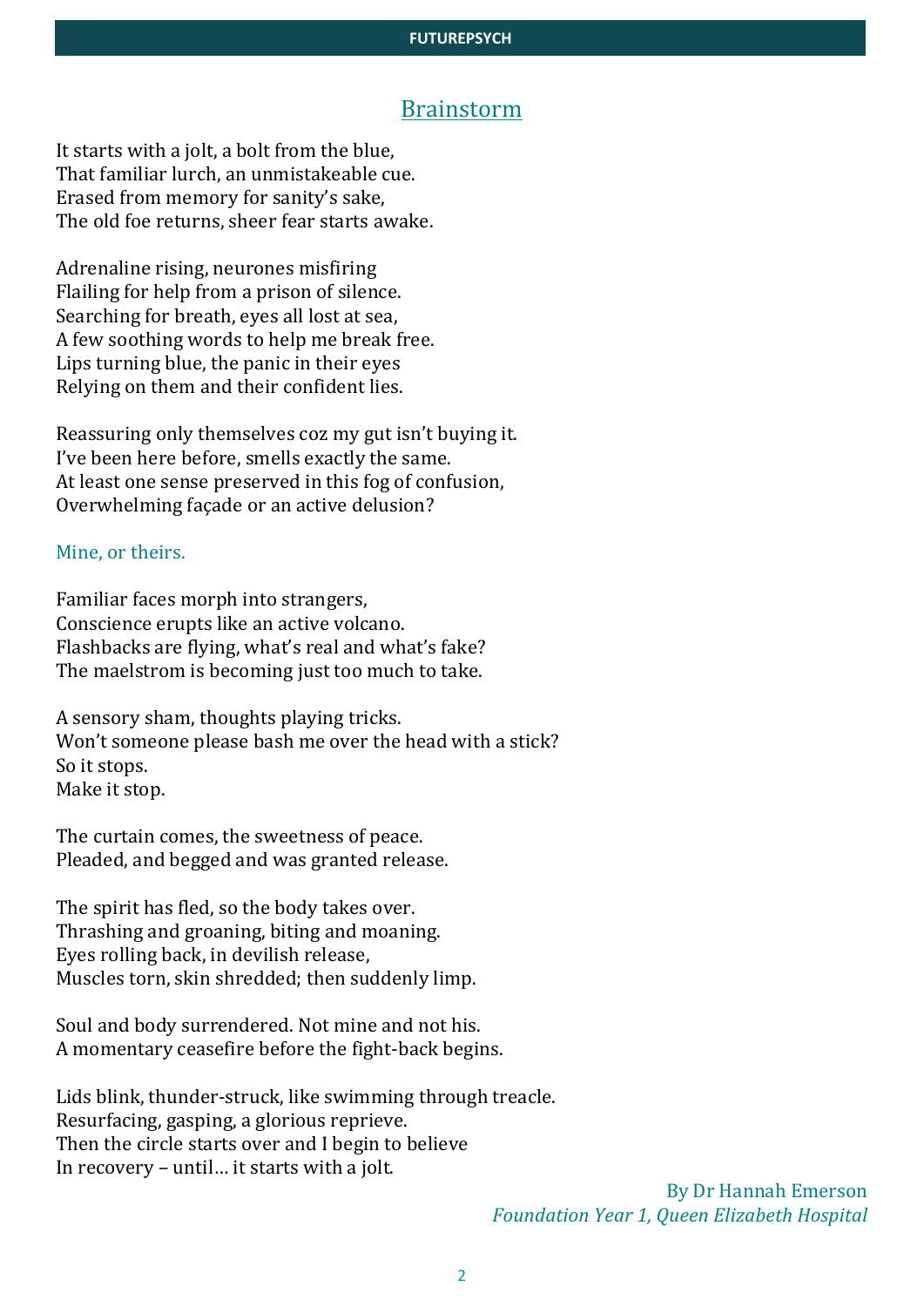# Brainstorm

It starts with a jolt, a bolt from the blue,
That familiar lurch, an unmistakeable cue.
Erased from memory for sanity's sake,
The old foe returns, sheer fear starts awake.

Adrenaline rising, neurones misfiring
Flailing for help from a prison of silence.
Searching for breath, eyes all lost at sea,
A few soothing words to help me break free.
Lips turning blue, the panic in their eyes
Relying on them and their confident lies.

Reassuring only themselves coz my gut isn't buying it.
I've been here before, smells exactly the same.
At least one sense preserved in this fog of confusion,
Overwhelming façade or an active delusion?

Mine, or theirs.

Familiar faces morph into strangers,
Conscience erupts like an active volcano.
Flashbacks are flying, what's real and what's fake?
The maelstrom is becoming just too much to take.

A sensory sham, thoughts playing tricks.
Won't someone please bash me over the head with a stick?
So it stops.
Make it stop.

The curtain comes, the sweetness of peace.
Pleaded, and begged and was granted release.

The spirit has fled, so the body takes over.
Thrashing and groaning, biting and moaning.
Eyes rolling back, in devilish release,
Muscles torn, skin shredded; then suddenly limp.

Soul and body surrendered. Not mine and not his.
A momentary ceasefire before the fight-back begins.

Lids blink, thunder-struck, like swimming through treacle.
Resurfacing, gasping, a glorious reprieve.
Then the circle starts over and I begin to believe
In recovery – until… it starts with a jolt.

By Dr Hannah Emerson
*Foundation Year 1, Queen Elizabeth Hospital*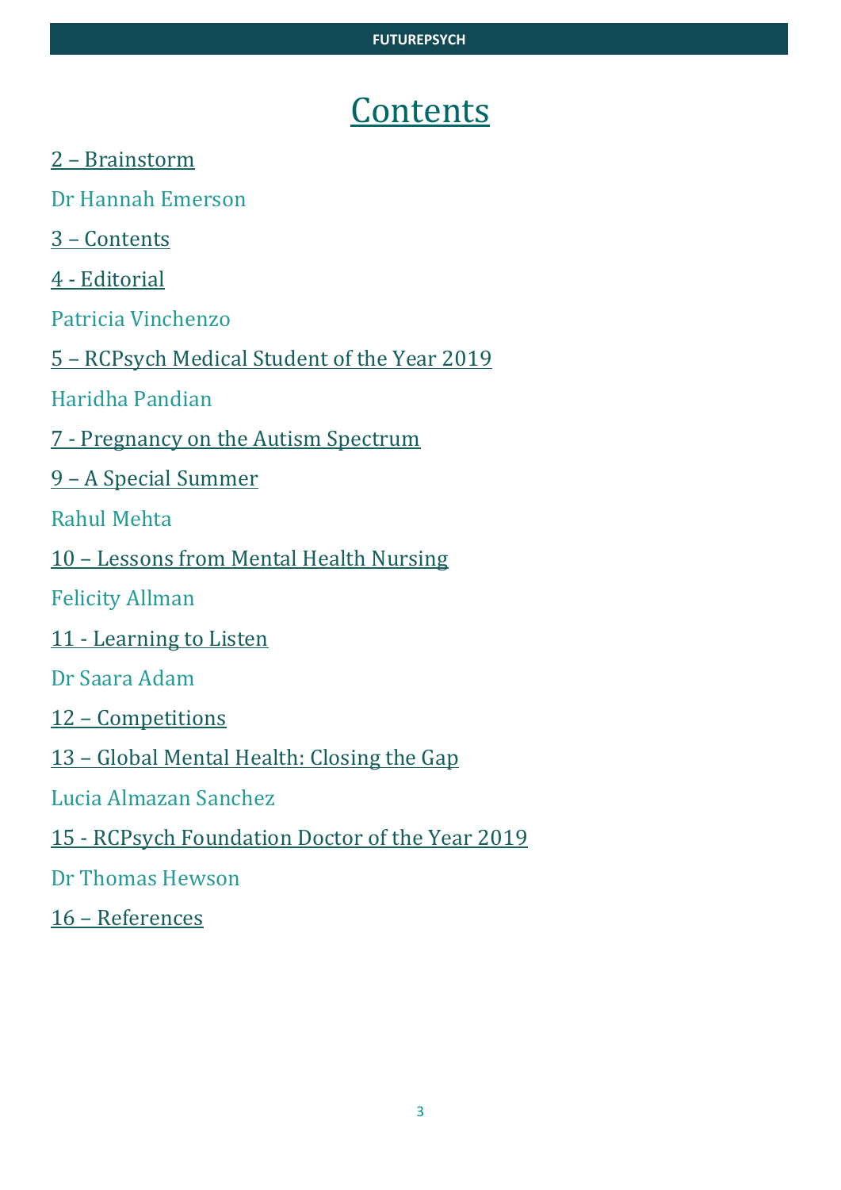# Contents

2 – Brainstorm

Dr Hannah Emerson

3 – Contents

4 - Editorial

Patricia Vinchenzo

5 – RCPsych Medical Student of the Year 2019

Haridha Pandian

7 - Pregnancy on the Autism Spectrum

9 – A Special Summer

Rahul Mehta

10 – Lessons from Mental Health Nursing

Felicity Allman

11 - Learning to Listen

Dr Saara Adam

12 – Competitions

13 – Global Mental Health: Closing the Gap

Lucia Almazan Sanchez

15 - RCPsych Foundation Doctor of the Year 2019

Dr Thomas Hewson

16 – References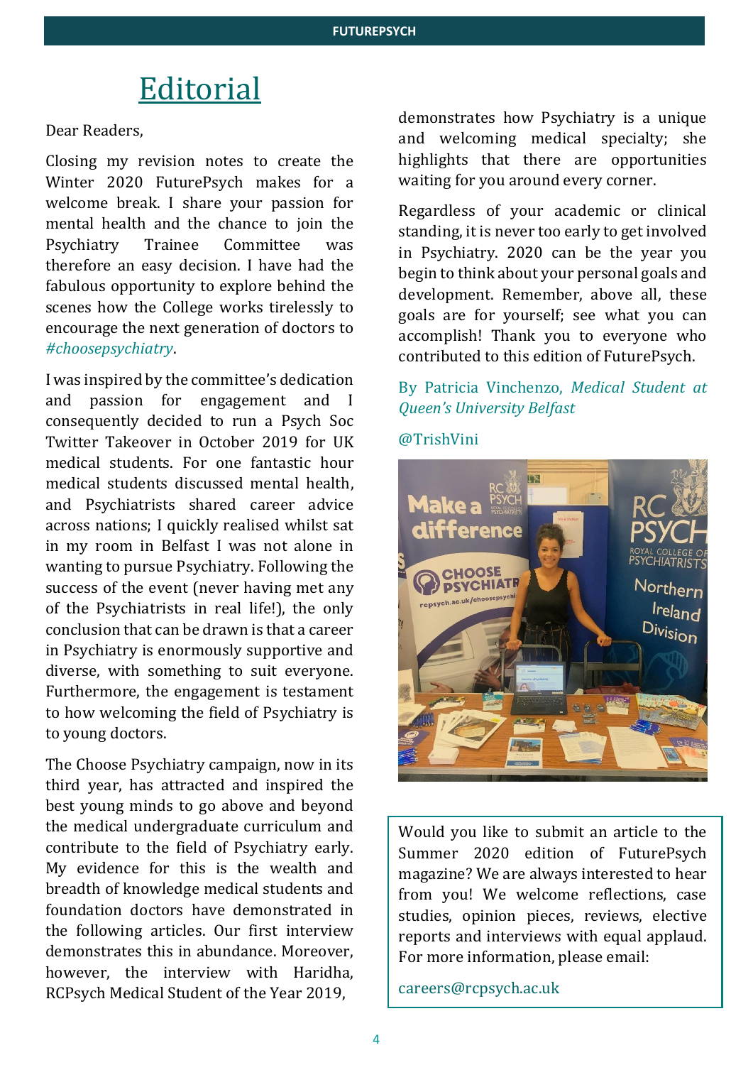# Editorial

Dear Readers,

Closing my revision notes to create the Winter 2020 FuturePsych makes for a welcome break. I share your passion for mental health and the chance to join the Psychiatry Trainee Committee was therefore an easy decision. I have had the fabulous opportunity to explore behind the scenes how the College works tirelessly to encourage the next generation of doctors to *#choosepsychiatry*.

I was inspired by the committee's dedication and passion for engagement and I consequently decided to run a Psych Soc Twitter Takeover in October 2019 for UK medical students. For one fantastic hour medical students discussed mental health, and Psychiatrists shared career advice across nations; I quickly realised whilst sat in my room in Belfast I was not alone in wanting to pursue Psychiatry. Following the success of the event (never having met any of the Psychiatrists in real life!), the only conclusion that can be drawn is that a career in Psychiatry is enormously supportive and diverse, with something to suit everyone. Furthermore, the engagement is testament to how welcoming the field of Psychiatry is to young doctors.

The Choose Psychiatry campaign, now in its third year, has attracted and inspired the best young minds to go above and beyond the medical undergraduate curriculum and contribute to the field of Psychiatry early. My evidence for this is the wealth and breadth of knowledge medical students and foundation doctors have demonstrated in the following articles. Our first interview demonstrates this in abundance. Moreover, however, the interview with Haridha, RCPsych Medical Student of the Year 2019, demonstrates how Psychiatry is a unique and welcoming medical specialty; she highlights that there are opportunities waiting for you around every corner.

Regardless of your academic or clinical standing, it is never too early to get involved in Psychiatry. 2020 can be the year you begin to think about your personal goals and development. Remember, above all, these goals are for yourself; see what you can accomplish! Thank you to everyone who contributed to this edition of FuturePsych.

By Patricia Vinchenzo, *Medical Student at Queen's University Belfast*

@TrishVini

Would you like to submit an article to the Summer 2020 edition of FuturePsych magazine? We are always interested to hear from you! We welcome reflections, case studies, opinion pieces, reviews, elective reports and interviews with equal applaud. For more information, please email:

careers@rcpsych.ac.uk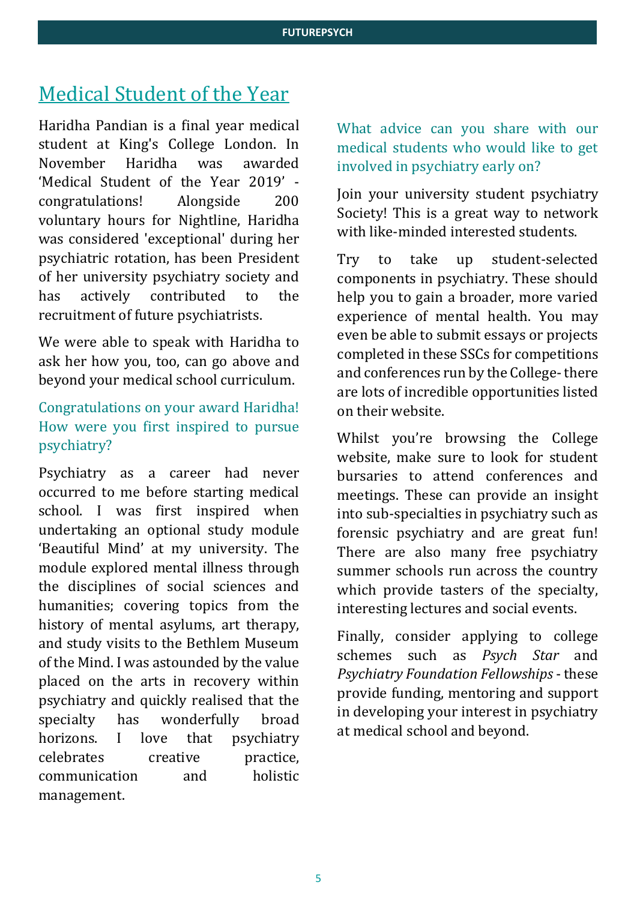# Medical Student of the Year

Haridha Pandian is a final year medical student at King's College London. In November Haridha was awarded 'Medical Student of the Year 2019' - congratulations! Alongside 200 voluntary hours for Nightline, Haridha was considered 'exceptional' during her psychiatric rotation, has been President of her university psychiatry society and has actively contributed to the recruitment of future psychiatrists.

We were able to speak with Haridha to ask her how you, too, can go above and beyond your medical school curriculum.

### Congratulations on your award Haridha! How were you first inspired to pursue psychiatry?

Psychiatry as a career had never occurred to me before starting medical school. I was first inspired when undertaking an optional study module 'Beautiful Mind' at my university. The module explored mental illness through the disciplines of social sciences and humanities; covering topics from the history of mental asylums, art therapy, and study visits to the Bethlem Museum of the Mind. I was astounded by the value placed on the arts in recovery within psychiatry and quickly realised that the specialty has wonderfully broad horizons. I love that psychiatry celebrates creative practice, communication and holistic management.

### What advice can you share with our medical students who would like to get involved in psychiatry early on?

Join your university student psychiatry Society! This is a great way to network with like-minded interested students.

Try to take up student-selected components in psychiatry. These should help you to gain a broader, more varied experience of mental health. You may even be able to submit essays or projects completed in these SSCs for competitions and conferences run by the College- there are lots of incredible opportunities listed on their website.

Whilst you're browsing the College website, make sure to look for student bursaries to attend conferences and meetings. These can provide an insight into sub-specialties in psychiatry such as forensic psychiatry and are great fun! There are also many free psychiatry summer schools run across the country which provide tasters of the specialty, interesting lectures and social events.

Finally, consider applying to college schemes such as *Psych Star* and *Psychiatry Foundation Fellowships* - these provide funding, mentoring and support in developing your interest in psychiatry at medical school and beyond.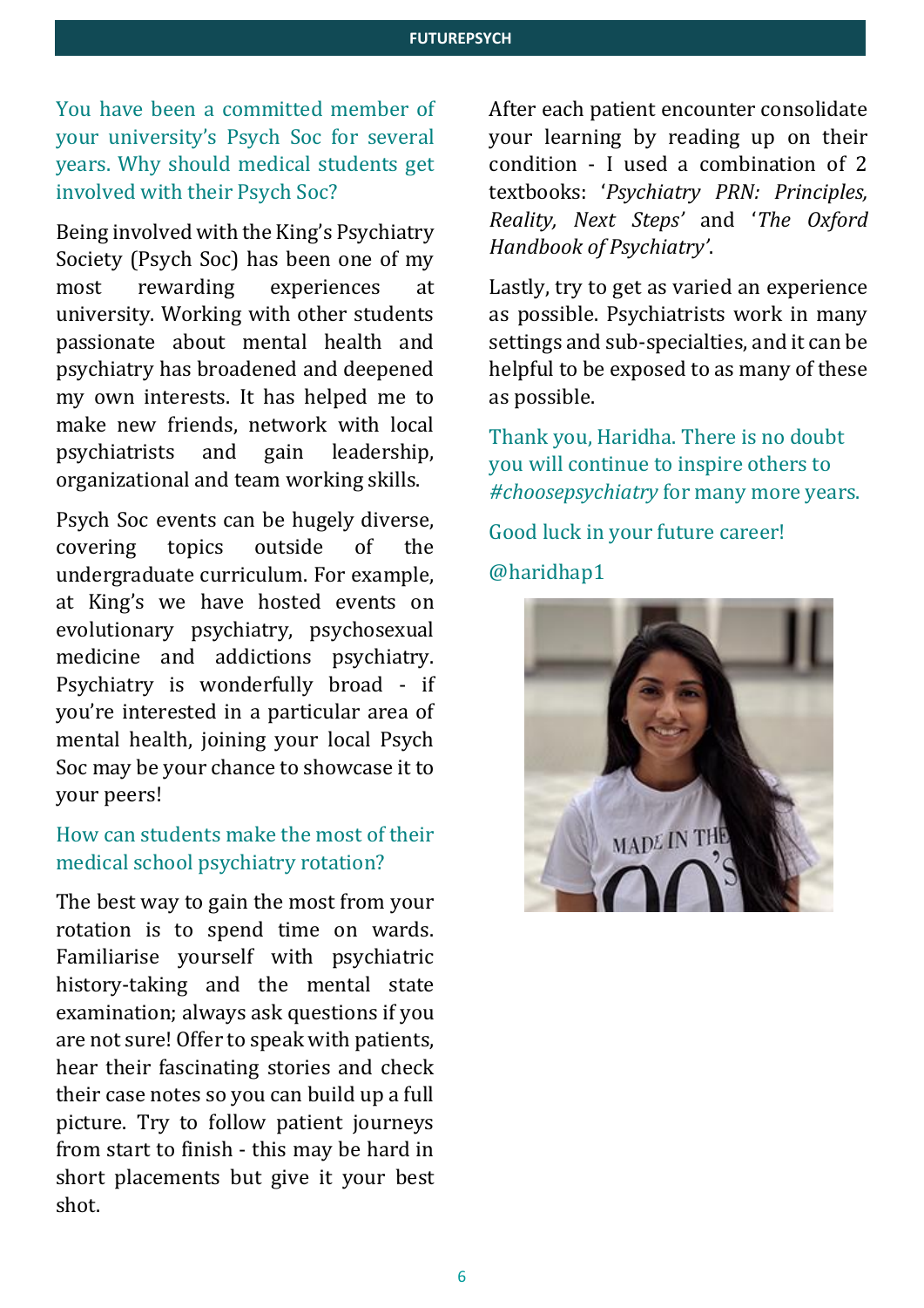**You have been a committed member of your university's Psych Soc for several years. Why should medical students get involved with their Psych Soc?**

Being involved with the King's Psychiatry Society (Psych Soc) has been one of my most rewarding experiences at university. Working with other students passionate about mental health and psychiatry has broadened and deepened my own interests. It has helped me to make new friends, network with local psychiatrists and gain leadership, organizational and team working skills.

Psych Soc events can be hugely diverse, covering topics outside of the undergraduate curriculum. For example, at King's we have hosted events on evolutionary psychiatry, psychosexual medicine and addictions psychiatry. Psychiatry is wonderfully broad - if you're interested in a particular area of mental health, joining your local Psych Soc may be your chance to showcase it to your peers!

**How can students make the most of their medical school psychiatry rotation?**

The best way to gain the most from your rotation is to spend time on wards. Familiarise yourself with psychiatric history-taking and the mental state examination; always ask questions if you are not sure! Offer to speak with patients, hear their fascinating stories and check their case notes so you can build up a full picture. Try to follow patient journeys from start to finish - this may be hard in short placements but give it your best shot.

After each patient encounter consolidate your learning by reading up on their condition - I used a combination of 2 textbooks: '*Psychiatry PRN: Principles, Reality, Next Steps*' and '*The Oxford Handbook of Psychiatry*'.

Lastly, try to get as varied an experience as possible. Psychiatrists work in many settings and sub-specialties, and it can be helpful to be exposed to as many of these as possible.

Thank you, Haridha. There is no doubt you will continue to inspire others to *#choosepsychiatry* for many more years.

Good luck in your future career!

@haridhap1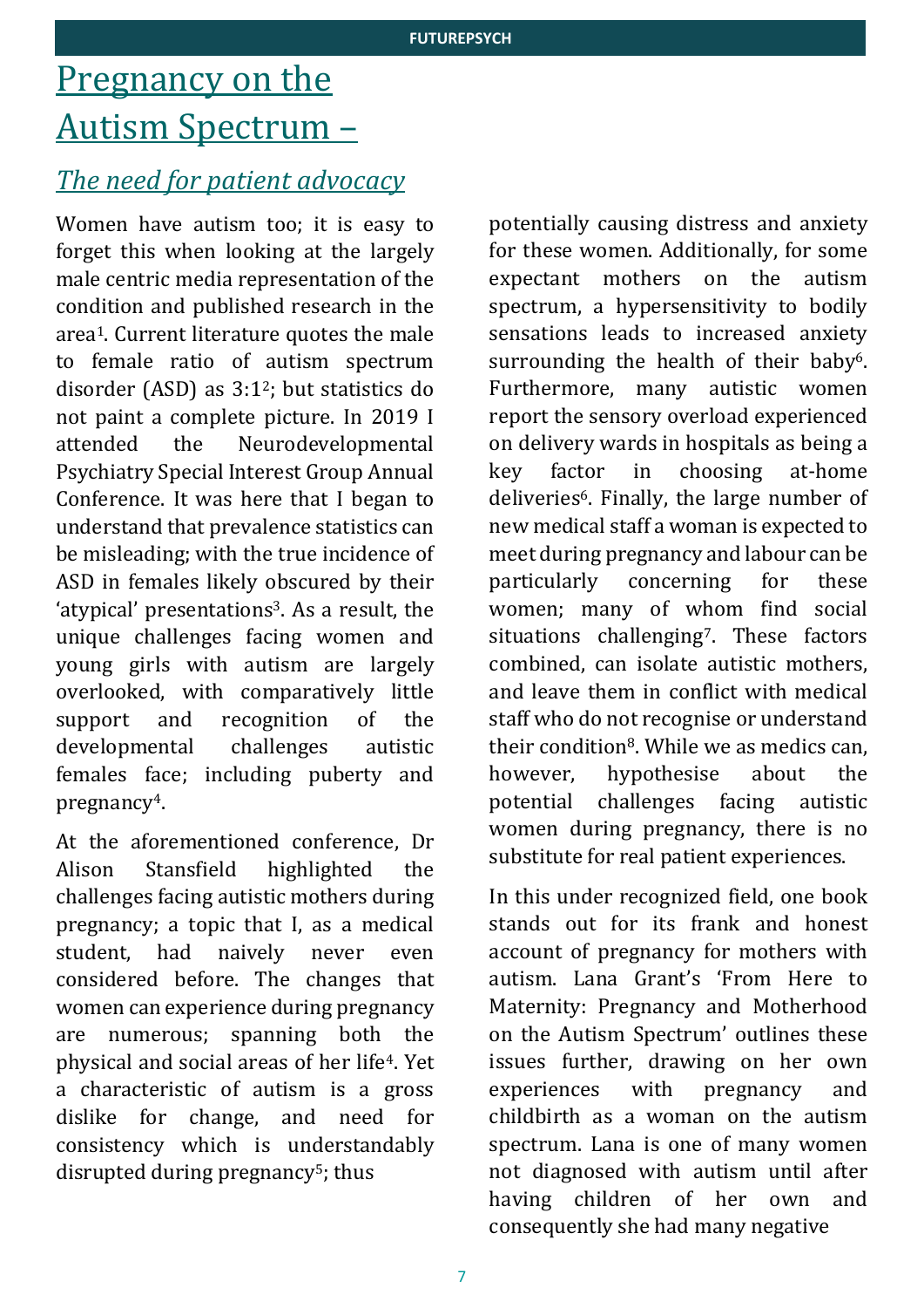# Pregnancy on the Autism Spectrum –

## *The need for patient advocacy*

Women have autism too; it is easy to forget this when looking at the largely male centric media representation of the condition and published research in the area[1]. Current literature quotes the male to female ratio of autism spectrum disorder (ASD) as 3:1[2]; but statistics do not paint a complete picture. In 2019 I attended the Neurodevelopmental Psychiatry Special Interest Group Annual Conference. It was here that I began to understand that prevalence statistics can be misleading; with the true incidence of ASD in females likely obscured by their 'atypical' presentations[3]. As a result, the unique challenges facing women and young girls with autism are largely overlooked, with comparatively little support and recognition of the developmental challenges autistic females face; including puberty and pregnancy[4].

At the aforementioned conference, Dr Alison Stansfield highlighted the challenges facing autistic mothers during pregnancy; a topic that I, as a medical student, had naively never even considered before. The changes that women can experience during pregnancy are numerous; spanning both the physical and social areas of her life[4]. Yet a characteristic of autism is a gross dislike for change, and need for consistency which is understandably disrupted during pregnancy[5]; thus potentially causing distress and anxiety for these women. Additionally, for some expectant mothers on the autism spectrum, a hypersensitivity to bodily sensations leads to increased anxiety surrounding the health of their baby[6]. Furthermore, many autistic women report the sensory overload experienced on delivery wards in hospitals as being a key factor in choosing at-home deliveries[6]. Finally, the large number of new medical staff a woman is expected to meet during pregnancy and labour can be particularly concerning for these women; many of whom find social situations challenging[7]. These factors combined, can isolate autistic mothers, and leave them in conflict with medical staff who do not recognise or understand their condition[8]. While we as medics can, however, hypothesise about the potential challenges facing autistic women during pregnancy, there is no substitute for real patient experiences.

In this under recognized field, one book stands out for its frank and honest account of pregnancy for mothers with autism. Lana Grant's 'From Here to Maternity: Pregnancy and Motherhood on the Autism Spectrum' outlines these issues further, drawing on her own experiences with pregnancy and childbirth as a woman on the autism spectrum. Lana is one of many women not diagnosed with autism until after having children of her own and consequently she had many negative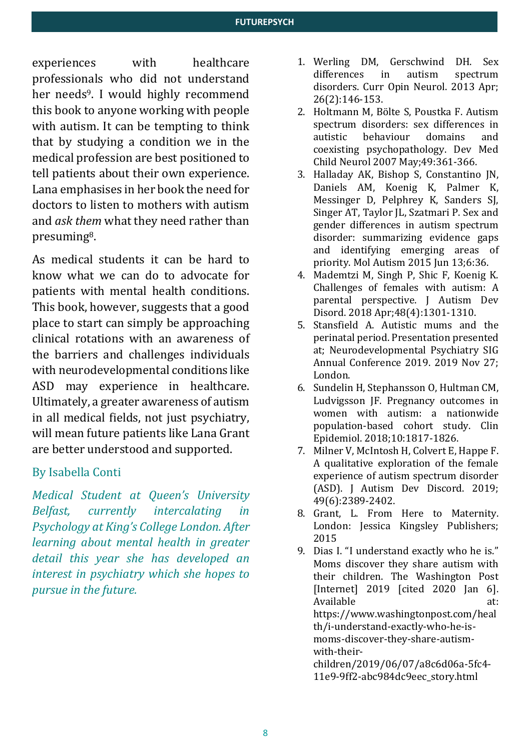experiences with healthcare professionals who did not understand her needs[9]. I would highly recommend this book to anyone working with people with autism. It can be tempting to think that by studying a condition we in the medical profession are best positioned to tell patients about their own experience. Lana emphasises in her book the need for doctors to listen to mothers with autism and *ask them* what they need rather than presuming[8].

As medical students it can be hard to know what we can do to advocate for patients with mental health conditions. This book, however, suggests that a good place to start can simply be approaching clinical rotations with an awareness of the barriers and challenges individuals with neurodevelopmental conditions like ASD may experience in healthcare. Ultimately, a greater awareness of autism in all medical fields, not just psychiatry, will mean future patients like Lana Grant are better understood and supported.

By Isabella Conti

*Medical Student at Queen's University Belfast, currently intercalating in Psychology at King's College London. After learning about mental health in greater detail this year she has developed an interest in psychiatry which she hopes to pursue in the future.*

1. Werling DM, Gerschwind DH. Sex differences in autism spectrum disorders. Curr Opin Neurol. 2013 Apr; 26(2):146-153.
2. Holtmann M, Bölte S, Poustka F. Autism spectrum disorders: sex differences in autistic behaviour domains and coexisting psychopathology. Dev Med Child Neurol 2007 May;49:361-366.
3. Halladay AK, Bishop S, Constantino JN, Daniels AM, Koenig K, Palmer K, Messinger D, Pelphrey K, Sanders SJ, Singer AT, Taylor JL, Szatmari P. Sex and gender differences in autism spectrum disorder: summarizing evidence gaps and identifying emerging areas of priority. Mol Autism 2015 Jun 13;6:36.
4. Mademtzi M, Singh P, Shic F, Koenig K. Challenges of females with autism: A parental perspective. J Autism Dev Disord. 2018 Apr;48(4):1301-1310.
5. Stansfield A. Autistic mums and the perinatal period. Presentation presented at; Neurodevelopmental Psychiatry SIG Annual Conference 2019. 2019 Nov 27; London.
6. Sundelin H, Stephansson O, Hultman CM, Ludvigsson JF. Pregnancy outcomes in women with autism: a nationwide population-based cohort study. Clin Epidemiol. 2018;10:1817-1826.
7. Milner V, McIntosh H, Colvert E, Happe F. A qualitative exploration of the female experience of autism spectrum disorder (ASD). J Autism Dev Discord. 2019; 49(6):2389-2402.
8. Grant, L. From Here to Maternity. London: Jessica Kingsley Publishers; 2015
9. Dias I. "I understand exactly who he is." Moms discover they share autism with their children. The Washington Post [Internet] 2019 [cited 2020 Jan 6]. Available at: https://www.washingtonpost.com/health/i-understand-exactly-who-he-is-moms-discover-they-share-autism-with-their-children/2019/06/07/a8c6d06a-5fc4-11e9-9ff2-abc984dc9eec_story.html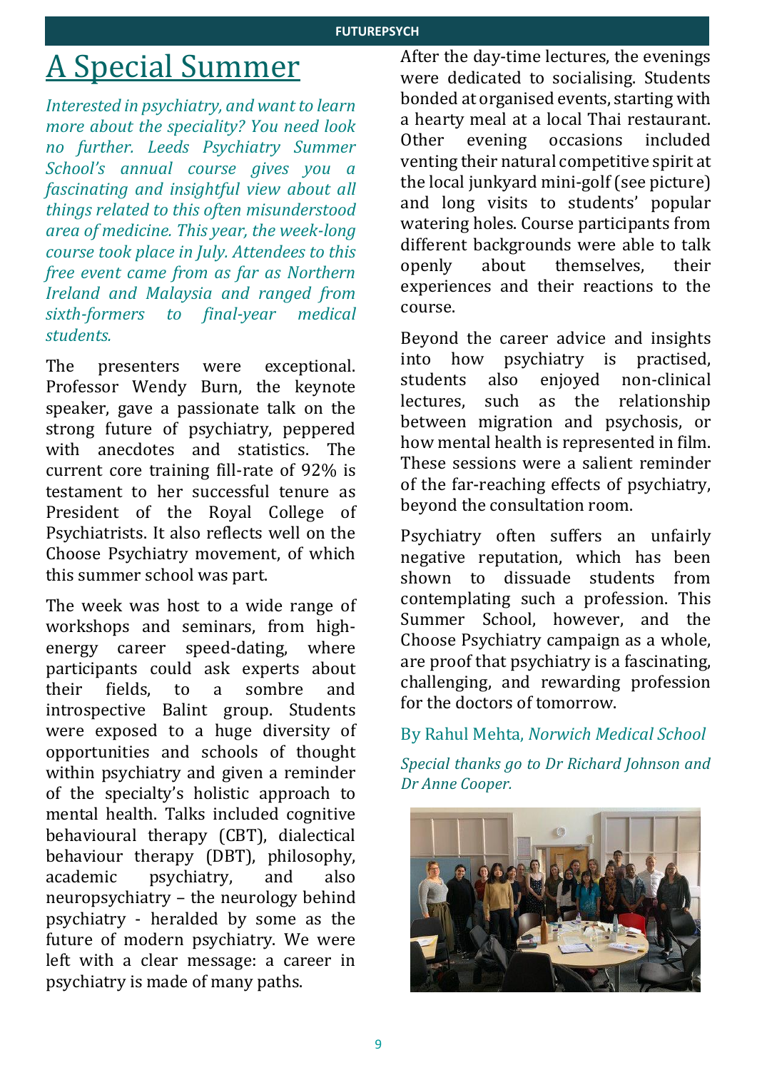# A Special Summer

*Interested in psychiatry, and want to learn more about the speciality? You need look no further. Leeds Psychiatry Summer School's annual course gives you a fascinating and insightful view about all things related to this often misunderstood area of medicine. This year, the week-long course took place in July. Attendees to this free event came from as far as Northern Ireland and Malaysia and ranged from sixth-formers to final-year medical students.*

The presenters were exceptional. Professor Wendy Burn, the keynote speaker, gave a passionate talk on the strong future of psychiatry, peppered with anecdotes and statistics. The current core training fill-rate of 92% is testament to her successful tenure as President of the Royal College of Psychiatrists. It also reflects well on the Choose Psychiatry movement, of which this summer school was part.

The week was host to a wide range of workshops and seminars, from high-energy career speed-dating, where participants could ask experts about their fields, to a sombre and introspective Balint group. Students were exposed to a huge diversity of opportunities and schools of thought within psychiatry and given a reminder of the specialty's holistic approach to mental health. Talks included cognitive behavioural therapy (CBT), dialectical behaviour therapy (DBT), philosophy, academic psychiatry, and also neuropsychiatry – the neurology behind psychiatry - heralded by some as the future of modern psychiatry. We were left with a clear message: a career in psychiatry is made of many paths.

After the day-time lectures, the evenings were dedicated to socialising. Students bonded at organised events, starting with a hearty meal at a local Thai restaurant. Other evening occasions included venting their natural competitive spirit at the local junkyard mini-golf (see picture) and long visits to students' popular watering holes. Course participants from different backgrounds were able to talk openly about themselves, their experiences and their reactions to the course.

Beyond the career advice and insights into how psychiatry is practised, students also enjoyed non-clinical lectures, such as the relationship between migration and psychosis, or how mental health is represented in film. These sessions were a salient reminder of the far-reaching effects of psychiatry, beyond the consultation room.

Psychiatry often suffers an unfairly negative reputation, which has been shown to dissuade students from contemplating such a profession. This Summer School, however, and the Choose Psychiatry campaign as a whole, are proof that psychiatry is a fascinating, challenging, and rewarding profession for the doctors of tomorrow.

By Rahul Mehta, *Norwich Medical School*

*Special thanks go to Dr Richard Johnson and Dr Anne Cooper.*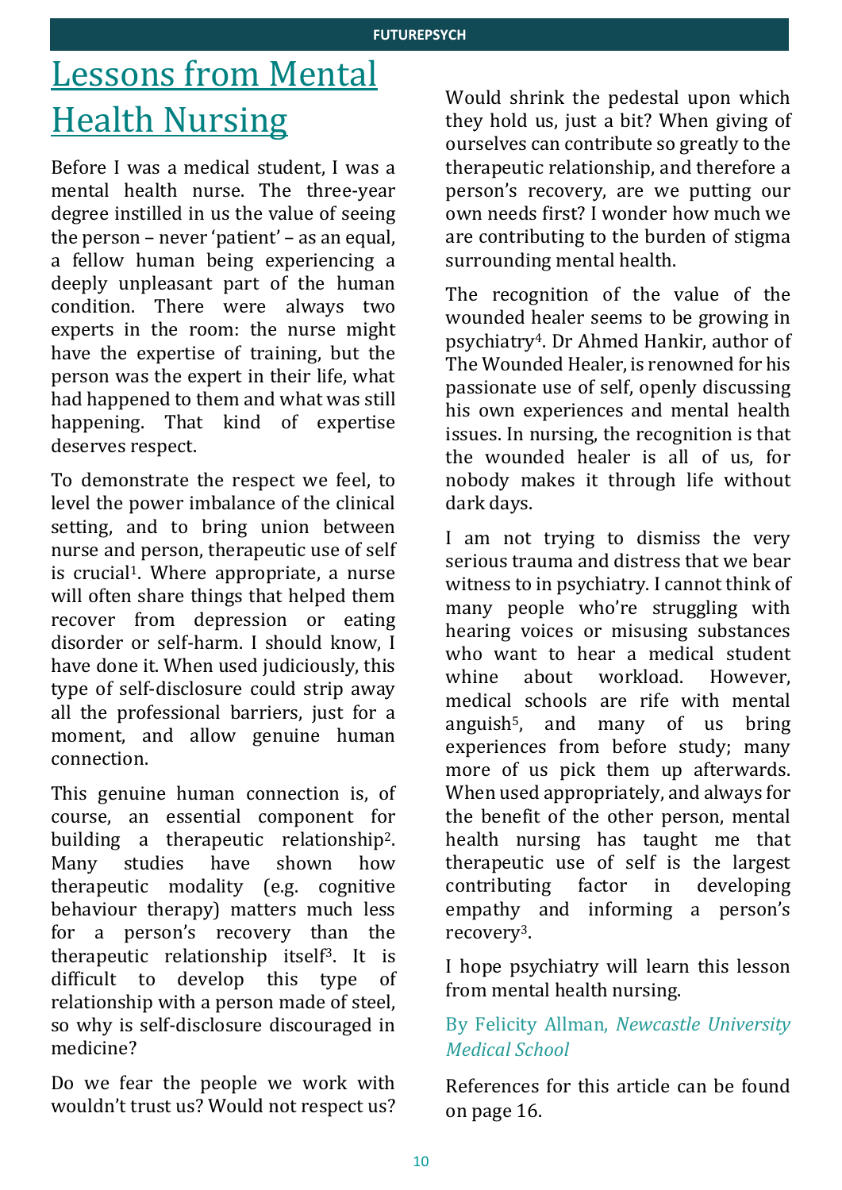# Lessons from Mental Health Nursing

Before I was a medical student, I was a mental health nurse. The three-year degree instilled in us the value of seeing the person – never 'patient' – as an equal, a fellow human being experiencing a deeply unpleasant part of the human condition. There were always two experts in the room: the nurse might have the expertise of training, but the person was the expert in their life, what had happened to them and what was still happening. That kind of expertise deserves respect.

To demonstrate the respect we feel, to level the power imbalance of the clinical setting, and to bring union between nurse and person, therapeutic use of self is crucial[1]. Where appropriate, a nurse will often share things that helped them recover from depression or eating disorder or self-harm. I should know, I have done it. When used judiciously, this type of self-disclosure could strip away all the professional barriers, just for a moment, and allow genuine human connection.

This genuine human connection is, of course, an essential component for building a therapeutic relationship[2]. Many studies have shown how therapeutic modality (e.g. cognitive behaviour therapy) matters much less for a person's recovery than the therapeutic relationship itself[3]. It is difficult to develop this type of relationship with a person made of steel, so why is self-disclosure discouraged in medicine?

Do we fear the people we work with wouldn't trust us? Would not respect us? Would shrink the pedestal upon which they hold us, just a bit? When giving of ourselves can contribute so greatly to the therapeutic relationship, and therefore a person's recovery, are we putting our own needs first? I wonder how much we are contributing to the burden of stigma surrounding mental health.

The recognition of the value of the wounded healer seems to be growing in psychiatry[4]. Dr Ahmed Hankir, author of The Wounded Healer, is renowned for his passionate use of self, openly discussing his own experiences and mental health issues. In nursing, the recognition is that the wounded healer is all of us, for nobody makes it through life without dark days.

I am not trying to dismiss the very serious trauma and distress that we bear witness to in psychiatry. I cannot think of many people who're struggling with hearing voices or misusing substances who want to hear a medical student whine about workload. However, medical schools are rife with mental anguish[5], and many of us bring experiences from before study; many more of us pick them up afterwards. When used appropriately, and always for the benefit of the other person, mental health nursing has taught me that therapeutic use of self is the largest contributing factor in developing empathy and informing a person's recovery[3].

I hope psychiatry will learn this lesson from mental health nursing.

By Felicity Allman, *Newcastle University Medical School*

References for this article can be found on page 16.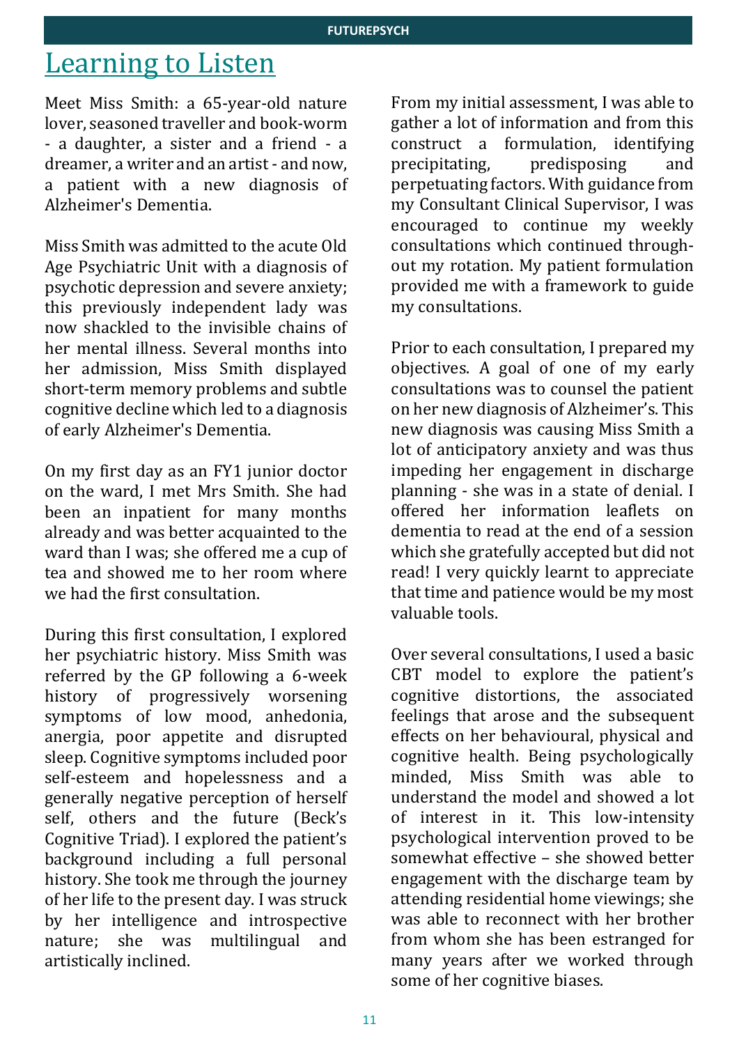# Learning to Listen

Meet Miss Smith: a 65-year-old nature lover, seasoned traveller and book-worm - a daughter, a sister and a friend - a dreamer, a writer and an artist - and now, a patient with a new diagnosis of Alzheimer's Dementia.

Miss Smith was admitted to the acute Old Age Psychiatric Unit with a diagnosis of psychotic depression and severe anxiety; this previously independent lady was now shackled to the invisible chains of her mental illness. Several months into her admission, Miss Smith displayed short-term memory problems and subtle cognitive decline which led to a diagnosis of early Alzheimer's Dementia.

On my first day as an FY1 junior doctor on the ward, I met Mrs Smith. She had been an inpatient for many months already and was better acquainted to the ward than I was; she offered me a cup of tea and showed me to her room where we had the first consultation.

During this first consultation, I explored her psychiatric history. Miss Smith was referred by the GP following a 6-week history of progressively worsening symptoms of low mood, anhedonia, anergia, poor appetite and disrupted sleep. Cognitive symptoms included poor self-esteem and hopelessness and a generally negative perception of herself self, others and the future (Beck's Cognitive Triad). I explored the patient's background including a full personal history. She took me through the journey of her life to the present day. I was struck by her intelligence and introspective nature; she was multilingual and artistically inclined.

From my initial assessment, I was able to gather a lot of information and from this construct a formulation, identifying precipitating, predisposing and perpetuating factors. With guidance from my Consultant Clinical Supervisor, I was encouraged to continue my weekly consultations which continued throughout my rotation. My patient formulation provided me with a framework to guide my consultations.

Prior to each consultation, I prepared my objectives. A goal of one of my early consultations was to counsel the patient on her new diagnosis of Alzheimer's. This new diagnosis was causing Miss Smith a lot of anticipatory anxiety and was thus impeding her engagement in discharge planning - she was in a state of denial. I offered her information leaflets on dementia to read at the end of a session which she gratefully accepted but did not read! I very quickly learnt to appreciate that time and patience would be my most valuable tools.

Over several consultations, I used a basic CBT model to explore the patient's cognitive distortions, the associated feelings that arose and the subsequent effects on her behavioural, physical and cognitive health. Being psychologically minded, Miss Smith was able to understand the model and showed a lot of interest in it. This low-intensity psychological intervention proved to be somewhat effective – she showed better engagement with the discharge team by attending residential home viewings; she was able to reconnect with her brother from whom she has been estranged for many years after we worked through some of her cognitive biases.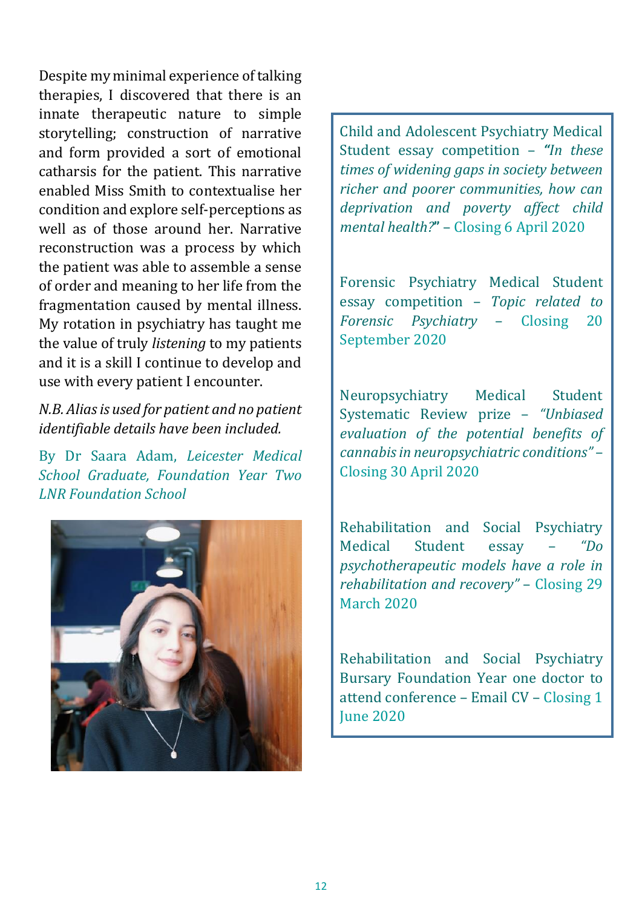Despite my minimal experience of talking therapies, I discovered that there is an innate therapeutic nature to simple storytelling; construction of narrative and form provided a sort of emotional catharsis for the patient. This narrative enabled Miss Smith to contextualise her condition and explore self-perceptions as well as of those around her. Narrative reconstruction was a process by which the patient was able to assemble a sense of order and meaning to her life from the fragmentation caused by mental illness. My rotation in psychiatry has taught me the value of truly *listening* to my patients and it is a skill I continue to develop and use with every patient I encounter.

*N.B. Alias is used for patient and no patient identifiable details have been included.*

By Dr Saara Adam, *Leicester Medical School Graduate, Foundation Year Two LNR Foundation School*

Child and Adolescent Psychiatry Medical Student essay competition – ***"In these** times of widening gaps in society between richer and poorer communities, how can deprivation and poverty affect child mental health?"* – Closing 6 April 2020

Forensic Psychiatry Medical Student essay competition – *Topic related to Forensic Psychiatry* – Closing 20 September 2020

Neuropsychiatry Medical Student Systematic Review prize – *"Unbiased evaluation of the potential benefits of cannabis in neuropsychiatric conditions"* – Closing 30 April 2020

Rehabilitation and Social Psychiatry Medical Student essay – *"Do psychotherapeutic models have a role in rehabilitation and recovery"* – Closing 29 March 2020

Rehabilitation and Social Psychiatry Bursary Foundation Year one doctor to attend conference – Email CV – Closing 1 June 2020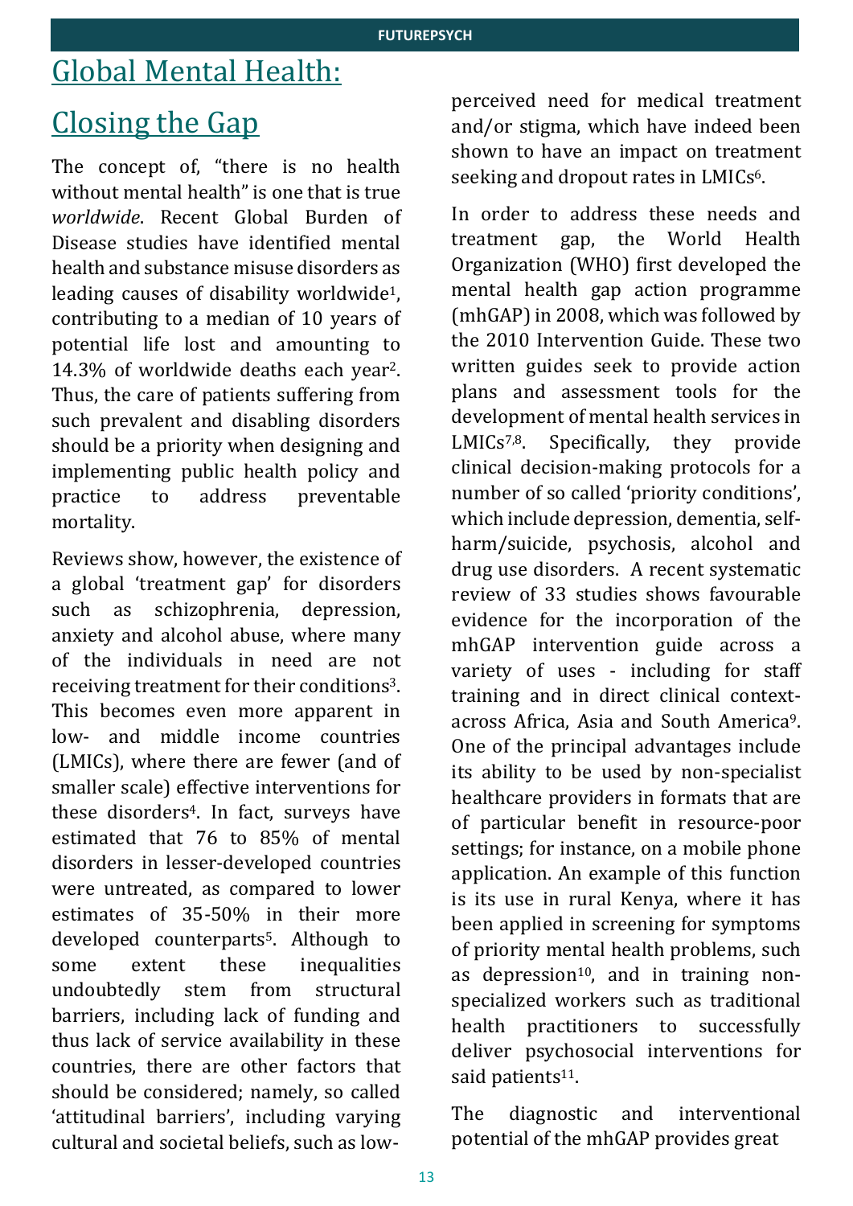# Global Mental Health: Closing the Gap

The concept of, "there is no health without mental health" is one that is true *worldwide*. Recent Global Burden of Disease studies have identified mental health and substance misuse disorders as leading causes of disability worldwide[1], contributing to a median of 10 years of potential life lost and amounting to 14.3% of worldwide deaths each year[2]. Thus, the care of patients suffering from such prevalent and disabling disorders should be a priority when designing and implementing public health policy and practice to address preventable mortality.

Reviews show, however, the existence of a global 'treatment gap' for disorders such as schizophrenia, depression, anxiety and alcohol abuse, where many of the individuals in need are not receiving treatment for their conditions[3]. This becomes even more apparent in low- and middle income countries (LMICs), where there are fewer (and of smaller scale) effective interventions for these disorders[4]. In fact, surveys have estimated that 76 to 85% of mental disorders in lesser-developed countries were untreated, as compared to lower estimates of 35-50% in their more developed counterparts[5]. Although to some extent these inequalities undoubtedly stem from structural barriers, including lack of funding and thus lack of service availability in these countries, there are other factors that should be considered; namely, so called 'attitudinal barriers', including varying cultural and societal beliefs, such as low-perceived need for medical treatment and/or stigma, which have indeed been shown to have an impact on treatment seeking and dropout rates in LMICs[6].

In order to address these needs and treatment gap, the World Health Organization (WHO) first developed the mental health gap action programme (mhGAP) in 2008, which was followed by the 2010 Intervention Guide. These two written guides seek to provide action plans and assessment tools for the development of mental health services in LMICs[7,8]. Specifically, they provide clinical decision-making protocols for a number of so called 'priority conditions', which include depression, dementia, self-harm/suicide, psychosis, alcohol and drug use disorders. A recent systematic review of 33 studies shows favourable evidence for the incorporation of the mhGAP intervention guide across a variety of uses - including for staff training and in direct clinical context- across Africa, Asia and South America[9]. One of the principal advantages include its ability to be used by non-specialist healthcare providers in formats that are of particular benefit in resource-poor settings; for instance, on a mobile phone application. An example of this function is its use in rural Kenya, where it has been applied in screening for symptoms of priority mental health problems, such as depression[10], and in training non-specialized workers such as traditional health practitioners to successfully deliver psychosocial interventions for said patients[11].

The diagnostic and interventional potential of the mhGAP provides great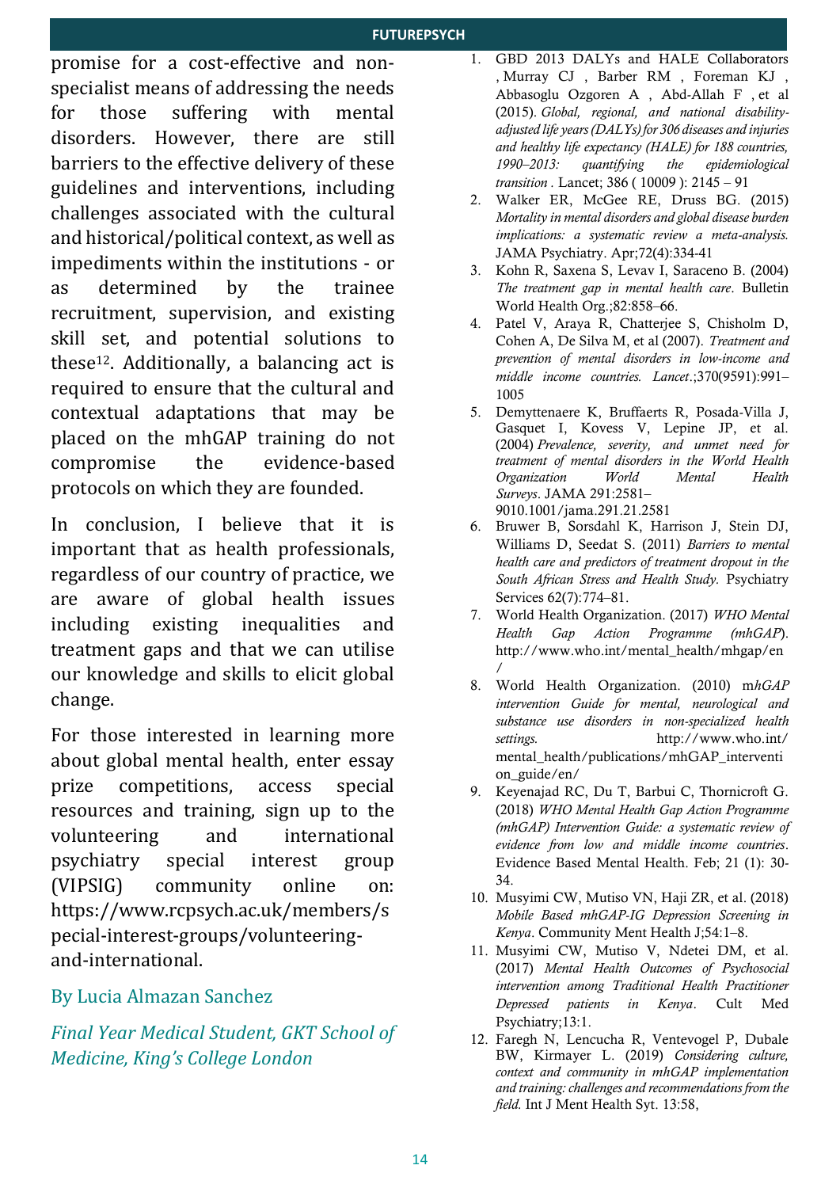promise for a cost-effective and non-specialist means of addressing the needs for those suffering with mental disorders. However, there are still barriers to the effective delivery of these guidelines and interventions, including challenges associated with the cultural and historical/political context, as well as impediments within the institutions - or as determined by the trainee recruitment, supervision, and existing skill set, and potential solutions to these[12]. Additionally, a balancing act is required to ensure that the cultural and contextual adaptations that may be placed on the mhGAP training do not compromise the evidence-based protocols on which they are founded.

In conclusion, I believe that it is important that as health professionals, regardless of our country of practice, we are aware of global health issues including existing inequalities and treatment gaps and that we can utilise our knowledge and skills to elicit global change.

For those interested in learning more about global mental health, enter essay prize competitions, access special resources and training, sign up to the volunteering and international psychiatry special interest group (VIPSIG) community online on: https://www.rcpsych.ac.uk/members/special-interest-groups/volunteering-and-international.

By Lucia Almazan Sanchez

*Final Year Medical Student, GKT School of Medicine, King's College London*

1. GBD 2013 DALYs and HALE Collaborators , Murray CJ , Barber RM , Foreman KJ , Abbasoglu Ozgoren A , Abd-Allah F , et al (2015). *Global, regional, and national disability-adjusted life years (DALYs) for 306 diseases and injuries and healthy life expectancy (HALE) for 188 countries, 1990–2013: quantifying the epidemiological transition .* Lancet; 386 ( 10009 ): 2145 – 91
2. Walker ER, McGee RE, Druss BG. (2015) *Mortality in mental disorders and global disease burden implications: a systematic review a meta-analysis.* JAMA Psychiatry. Apr;72(4):334-41
3. Kohn R, Saxena S, Levav I, Saraceno B. (2004) *The treatment gap in mental health care*. Bulletin World Health Org.;82:858–66.
4. Patel V, Araya R, Chatterjee S, Chisholm D, Cohen A, De Silva M, et al (2007). *Treatment and prevention of mental disorders in low-income and middle income countries. Lancet*.;370(9591):991–1005
5. Demyttenaere K, Bruffaerts R, Posada-Villa J, Gasquet I, Kovess V, Lepine JP, et al. (2004) *Prevalence, severity, and unmet need for treatment of mental disorders in the World Health Organization World Mental Health Surveys*. JAMA 291:2581–9010.1001/jama.291.21.2581
6. Bruwer B, Sorsdahl K, Harrison J, Stein DJ, Williams D, Seedat S. (2011) *Barriers to mental health care and predictors of treatment dropout in the South African Stress and Health Study.* Psychiatry Services 62(7):774–81.
7. World Health Organization. (2017) *WHO Mental Health Gap Action Programme (mhGAP*). http://www.who.int/mental_health/mhgap/en/
8. World Health Organization. (2010) m*hGAP intervention Guide for mental, neurological and substance use disorders in non-specialized health settings.* http://www.who.int/mental_health/publications/mhGAP_intervention_guide/en/
9. Keyenajad RC, Du T, Barbui C, Thornicroft G. (2018) *WHO Mental Health Gap Action Programme (mhGAP) Intervention Guide: a systematic review of evidence from low and middle income countries*. Evidence Based Mental Health. Feb; 21 (1): 30-34.
10. Musyimi CW, Mutiso VN, Haji ZR, et al. (2018) *Mobile Based mhGAP-IG Depression Screening in Kenya*. Community Ment Health J;54:1–8.
11. Musyimi CW, Mutiso V, Ndetei DM, et al. (2017) *Mental Health Outcomes of Psychosocial intervention among Traditional Health Practitioner Depressed patients in Kenya*. Cult Med Psychiatry;13:1.
12. Faregh N, Lencucha R, Ventevogel P, Dubale BW, Kirmayer L. (2019) *Considering culture, context and community in mhGAP implementation and training: challenges and recommendations from the field.* Int J Ment Health Syt. 13:58,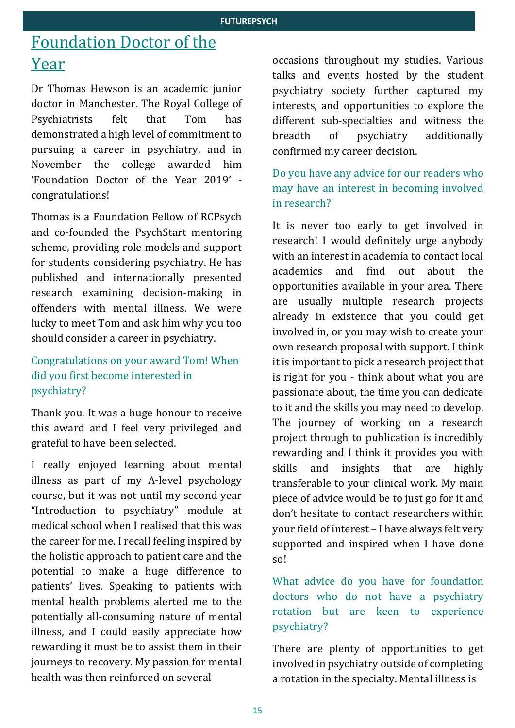## Foundation Doctor of the Year

Dr Thomas Hewson is an academic junior doctor in Manchester. The Royal College of Psychiatrists felt that Tom has demonstrated a high level of commitment to pursuing a career in psychiatry, and in November the college awarded him 'Foundation Doctor of the Year 2019' - congratulations!

Thomas is a Foundation Fellow of RCPsych and co-founded the PsychStart mentoring scheme, providing role models and support for students considering psychiatry. He has published and internationally presented research examining decision-making in offenders with mental illness. We were lucky to meet Tom and ask him why you too should consider a career in psychiatry.

### Congratulations on your award Tom! When did you first become interested in psychiatry?

Thank you. It was a huge honour to receive this award and I feel very privileged and grateful to have been selected.

I really enjoyed learning about mental illness as part of my A-level psychology course, but it was not until my second year "Introduction to psychiatry" module at medical school when I realised that this was the career for me. I recall feeling inspired by the holistic approach to patient care and the potential to make a huge difference to patients' lives. Speaking to patients with mental health problems alerted me to the potentially all-consuming nature of mental illness, and I could easily appreciate how rewarding it must be to assist them in their journeys to recovery. My passion for mental health was then reinforced on several occasions throughout my studies. Various talks and events hosted by the student psychiatry society further captured my interests, and opportunities to explore the different sub-specialties and witness the breadth of psychiatry additionally confirmed my career decision.

### Do you have any advice for our readers who may have an interest in becoming involved in research?

It is never too early to get involved in research! I would definitely urge anybody with an interest in academia to contact local academics and find out about the opportunities available in your area. There are usually multiple research projects already in existence that you could get involved in, or you may wish to create your own research proposal with support. I think it is important to pick a research project that is right for you - think about what you are passionate about, the time you can dedicate to it and the skills you may need to develop. The journey of working on a research project through to publication is incredibly rewarding and I think it provides you with skills and insights that are highly transferable to your clinical work. My main piece of advice would be to just go for it and don't hesitate to contact researchers within your field of interest – I have always felt very supported and inspired when I have done so!

### What advice do you have for foundation doctors who do not have a psychiatry rotation but are keen to experience psychiatry?

There are plenty of opportunities to get involved in psychiatry outside of completing a rotation in the specialty. Mental illness is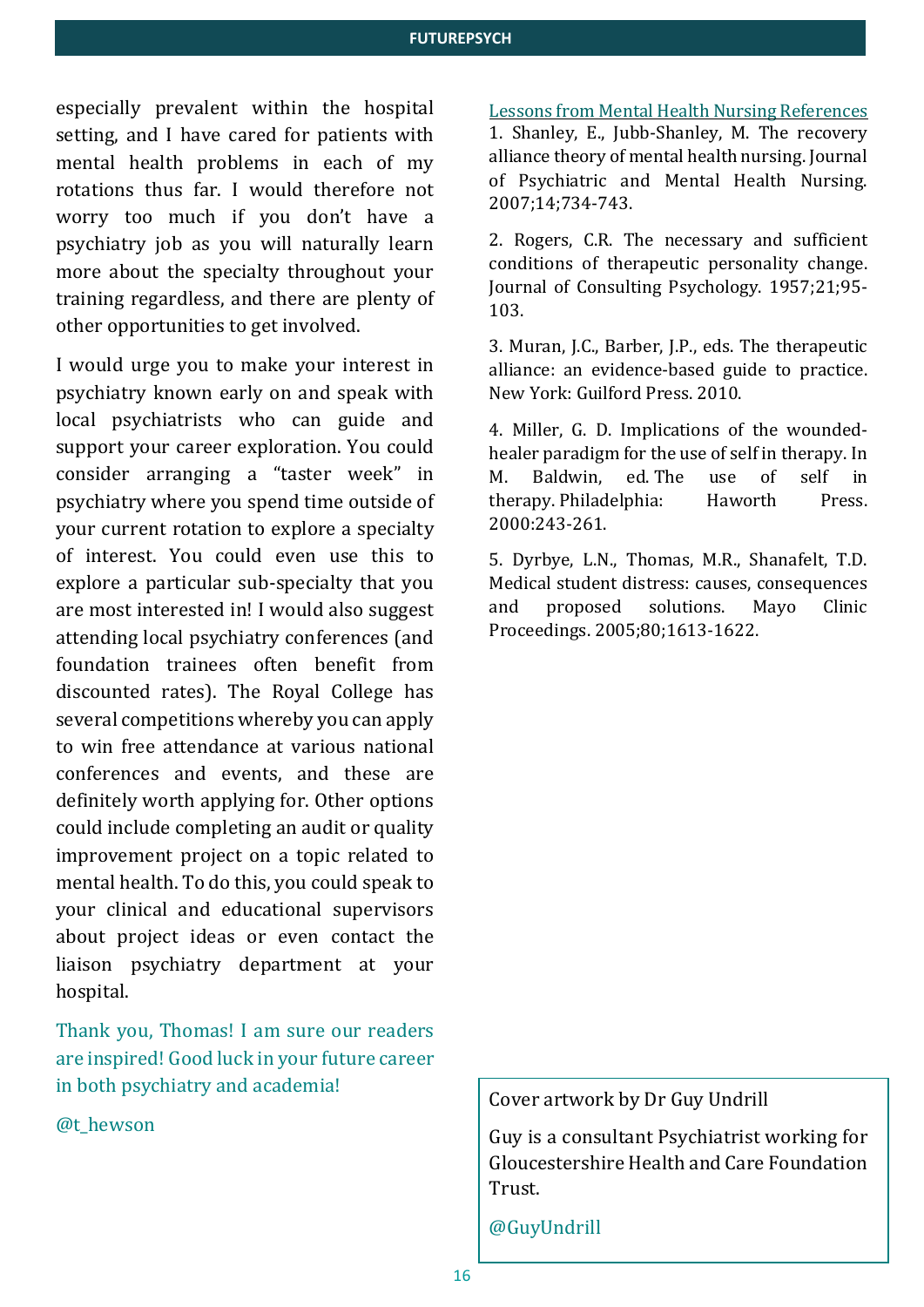especially prevalent within the hospital setting, and I have cared for patients with mental health problems in each of my rotations thus far. I would therefore not worry too much if you don't have a psychiatry job as you will naturally learn more about the specialty throughout your training regardless, and there are plenty of other opportunities to get involved.

I would urge you to make your interest in psychiatry known early on and speak with local psychiatrists who can guide and support your career exploration. You could consider arranging a "taster week" in psychiatry where you spend time outside of your current rotation to explore a specialty of interest. You could even use this to explore a particular sub-specialty that you are most interested in! I would also suggest attending local psychiatry conferences (and foundation trainees often benefit from discounted rates). The Royal College has several competitions whereby you can apply to win free attendance at various national conferences and events, and these are definitely worth applying for. Other options could include completing an audit or quality improvement project on a topic related to mental health. To do this, you could speak to your clinical and educational supervisors about project ideas or even contact the liaison psychiatry department at your hospital.

Thank you, Thomas! I am sure our readers are inspired! Good luck in your future career in both psychiatry and academia!

@t_hewson

Lessons from Mental Health Nursing References

1. Shanley, E., Jubb-Shanley, M. The recovery alliance theory of mental health nursing. Journal of Psychiatric and Mental Health Nursing. 2007;14;734-743.

2. Rogers, C.R. The necessary and sufficient conditions of therapeutic personality change. Journal of Consulting Psychology. 1957;21;95-103.

3. Muran, J.C., Barber, J.P., eds. The therapeutic alliance: an evidence-based guide to practice. New York: Guilford Press. 2010.

4. Miller, G. D. Implications of the wounded-healer paradigm for the use of self in therapy. In M. Baldwin, ed. The use of self in therapy. Philadelphia: Haworth Press. 2000:243-261.

5. Dyrbye, L.N., Thomas, M.R., Shanafelt, T.D. Medical student distress: causes, consequences and proposed solutions. Mayo Clinic Proceedings. 2005;80;1613-1622.

Cover artwork by Dr Guy Undrill

Guy is a consultant Psychiatrist working for Gloucestershire Health and Care Foundation Trust.

@GuyUndrill